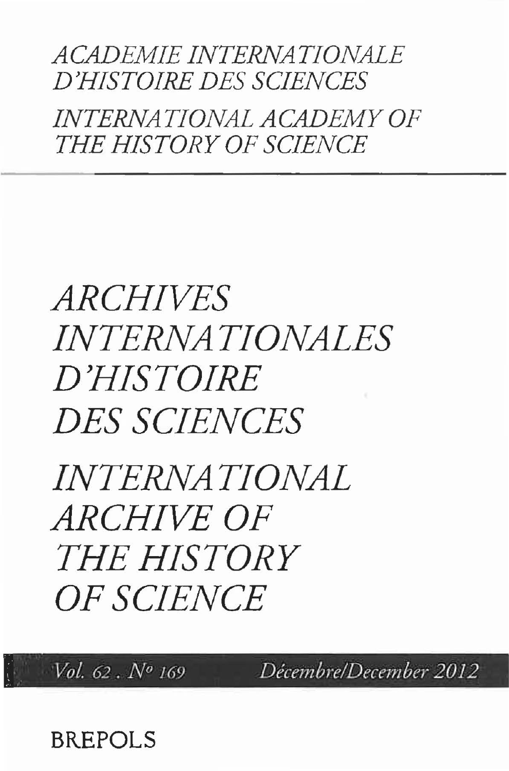*ACADEMIE INTERNATIONALE D'HISTOIRE DES SCIENCES*

*INTERNATIONAL ACADEMY OF THE HISTORY OF SCIENCE*

# *ARCHIVES INTERNATIONALES D'HISTOIRE DES SCIENCES*

# *INTERNATIONAL ARCHIVE OF THE HISTORY OF SCIENCE*

*Vol. 62 . N° 169* *Décembre/December 2012*

BREPOLS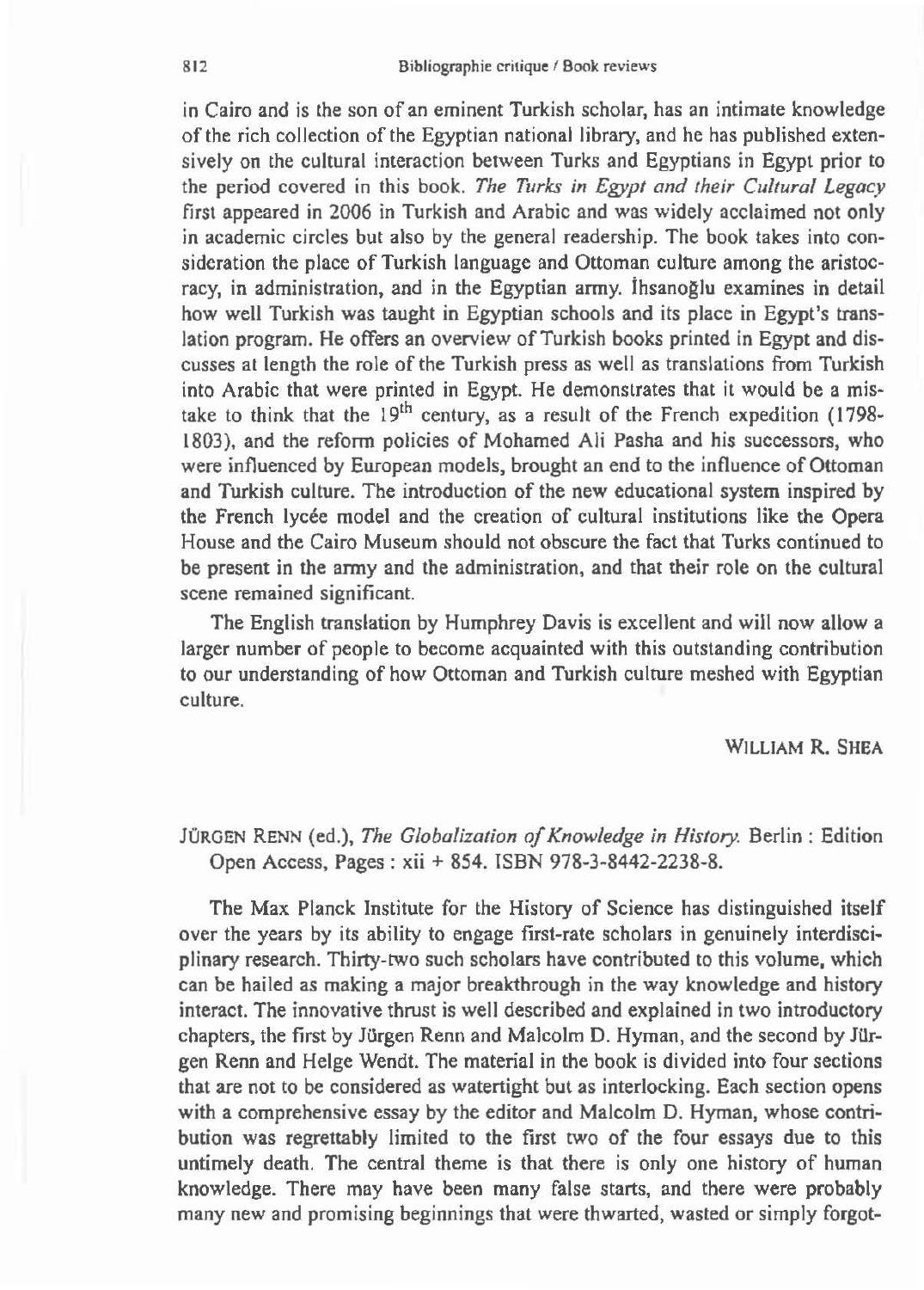in Cairo and is the son of an eminent Turkish scholar, has an intimate knowledge of the rich collection of the Egyptian national library, and he has published extensively on the cultural interaction between Turks and Egyptians in Egypt prior to the period covered in this book. *The Turks in Egypt and their Cultural Legacy* first appeared in 2006 in Turkish and Arabic and was widely acclaimed not only in academic circles but also by the general readership. The book takes into consideration the place of Turkish language and Ottoman culture among the aristocracy, in administration, and in the Egyptian army. İhsanoğlu examines in detail how well Turkish was taught in Egyptian schools and its place in Egypt's translation program. He offers an overview of Turkish books printed in Egypt and discusses at length the role of the Turkish press as well as translations from Turkish into Arabic that were printed in Egypt. He demonstrates that it would be a mistake to think that the 19th century, as a result of the French expedition (1798-1803), and the reform policies of Mohamed Ali Pasha and his successors, who were influenced by European models, brought an end to the influence of Ottoman and Turkish culture. The introduction of the new educational system inspired by the French lycée model and the creation of cultural institutions like the Opera House and the Cairo Museum should not obscure the fact that Turks continued to be present in the army and the administration, and that their role on the cultural scene remained significant.

The English translation by Humphrey Davis is excellent and will now allow a larger number of people to become acquainted with this outstanding contribution to our understanding of how Ottoman and Turkish culture meshed with Egyptian culture.

WILLIAM R. SHEA

JÜRGEN RENN (ed.), *The Globalization of Knowledge in History.* Berlin : Edition Open Access, Pages : xii + 854. ISBN 978-3-8442-2238-8.

The Max Planck Institute for the History of Science has distinguished itself over the years by its ability to engage first-rate scholars in genuinely interdisciplinary research. Thirty-two such scholars have contributed to this volume, which can be hailed as making a major breakthrough in the way knowledge and history interact. The innovative thrust is well described and explained in two introductory chapters, the first by Jürgen Renn and Malcolm D. Hyman, and the second by Jürgen Renn and Helge Wendt. The material in the book is divided into four sections that are not to be considered as watertight but as interlocking. Each section opens with a comprehensive essay by the editor and Malcolm D. Hyman, whose contribution was regrettably limited to the first two of the four essays due to this untimely death. The central theme is that there is only one history of human knowledge. There may have been many false starts, and there were probably many new and promising beginnings that were thwarted, wasted or simply forgot-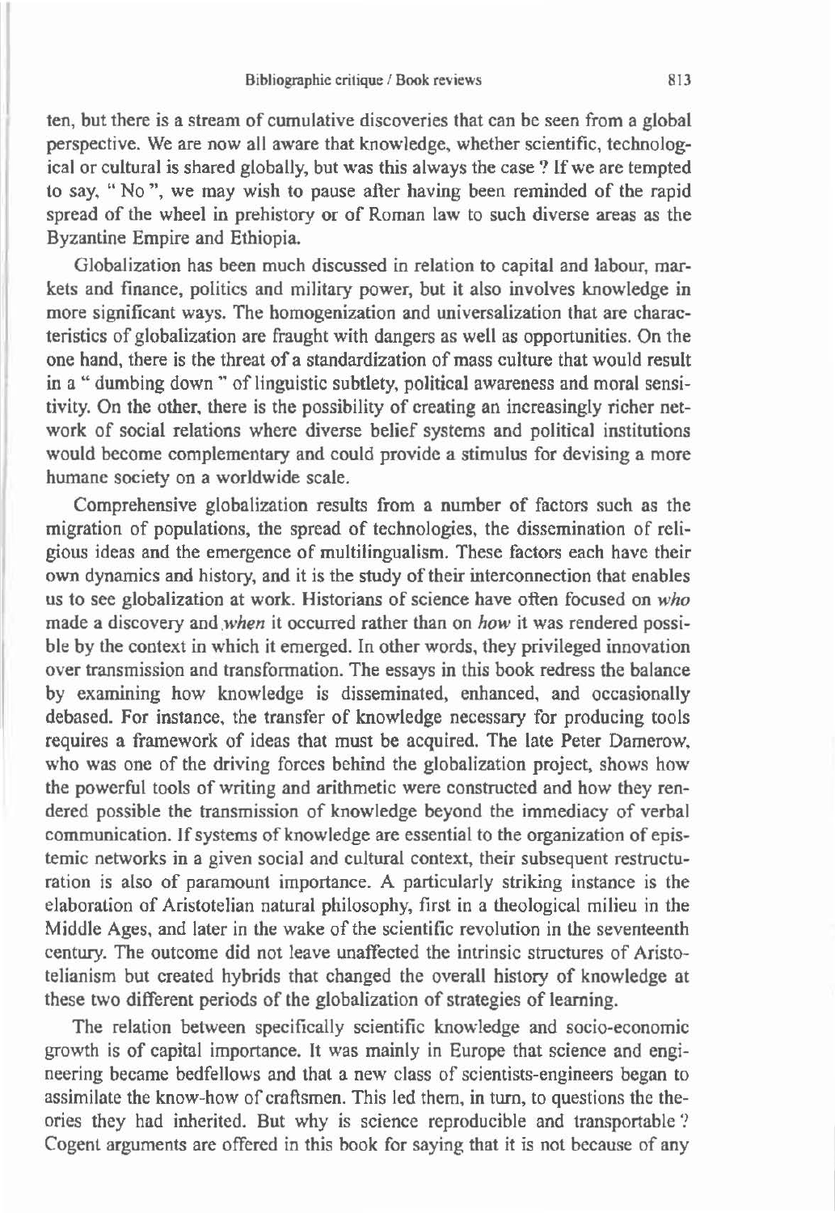ten, but there is a stream of cumulative discoveries that can be seen from a global perspective. We are now all aware that knowledge, whether scientific, technological or cultural is shared globally, but was this always the case ? If we are tempted to say, " No ", we may wish to pause after having been reminded of the rapid spread of the wheel in prehistory or of Roman law to such diverse areas as the Byzantine Empire and Ethiopia.

Globalization has been much discussed in relation to capital and labour, markets and finance, politics and military power, but it also involves knowledge in more significant ways. The homogenization and universalization that are characteristics of globalization are fraught with dangers as well as opportunities. On the one hand, there is the threat of a standardization of mass culture that would result in a " dumbing down " of linguistic subtlety, political awareness and moral sensitivity. On the other, there is the possibility of creating an increasingly richer network of social relations where diverse belief systems and political institutions would become complementary and could provide a stimulus for devising a more humane society on a worldwide scale.

Comprehensive globalization results from a number of factors such as the migration of populations, the spread of technologies, the dissemination of religious ideas and the emergence of multilingualism. These factors each have their own dynamics and history, and it is the study of their interconnection that enables us to see globalization at work. Historians of science have often focused on *who* made a discovery and *when* it occurred rather than on *how* it was rendered possible by the context in which it emerged. In other words, they privileged innovation over transmission and transformation. The essays in this book redress the balance by examining how knowledge is disseminated, enhanced, and occasionally debased. For instance, the transfer of knowledge necessary for producing tools requires a framework of ideas that must be acquired. The late Peter Damerow, who was one of the driving forces behind the globalization project, shows how the powerful tools of writing and arithmetic were constructed and how they rendered possible the transmission of knowledge beyond the immediacy of verbal communication. If systems of knowledge are essential to the organization of epistemic networks in a given social and cultural context, their subsequent restructuration is also of paramount importance. A particularly striking instance is the elaboration of Aristotelian natural philosophy, first in a theological milieu in the Middle Ages, and later in the wake of the scientific revolution in the seventeenth century. The outcome did not leave unaffected the intrinsic structures of Aristotelianism but created hybrids that changed the overall history of knowledge at these two different periods of the globalization of strategies of learning.

The relation between specifically scientific knowledge and socio-economic growth is of capital importance. It was mainly in Europe that science and engineering became bedfellows and that a new class of scientists-engineers began to assimilate the know-how of craftsmen. This led them, in turn, to questions the theories they had inherited. But why is science reproducible and transportable ? Cogent arguments are offered in this book for saying that it is not because of any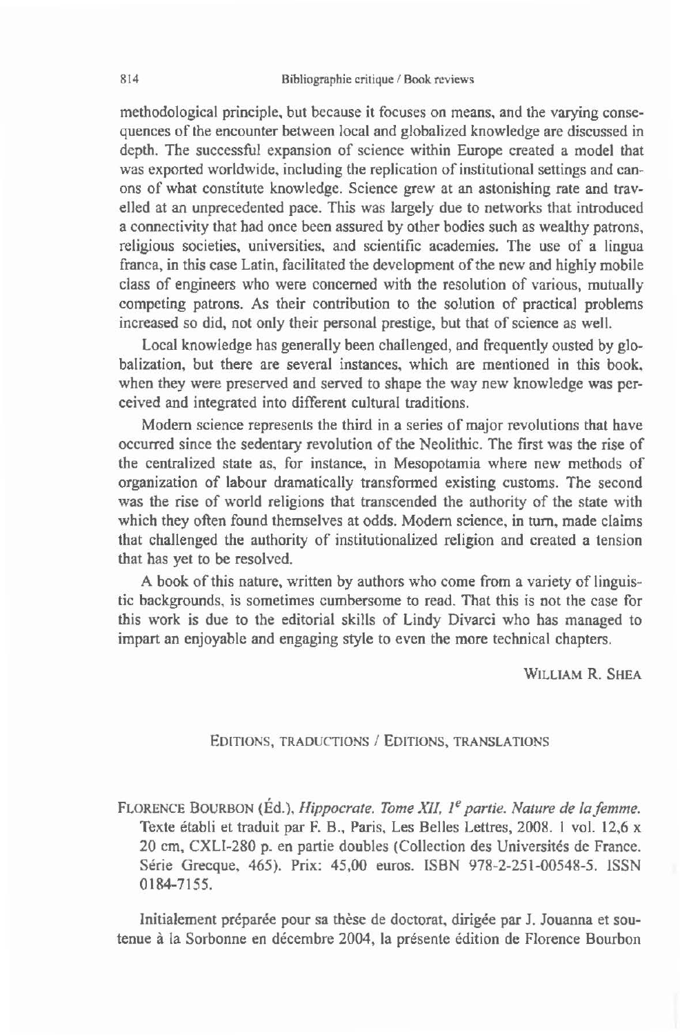methodological principle, but because it focuses on means, and the varying consequences of the encounter between local and globalized knowledge are discussed in depth. The successful expansion of science within Europe created a model that was exported worldwide, including the replication of institutional settings and canons of what constitute knowledge. Science grew at an astonishing rate and travelled at an unprecedented pace. This was largely due to networks that introduced a connectivity that had once been assured by other bodies such as wealthy patrons, religious societies, universities, and scientific academies. The use of a lingua franca, in this case Latin, facilitated the development of the new and highly mobile class of engineers who were concerned with the resolution of various, mutually competing patrons. As their contribution to the solution of practical problems increased so did, not only their personal prestige, but that of science as well.

Local knowledge has generally been challenged, and frequently ousted by globalization, but there are several instances, which are mentioned in this book, when they were preserved and served to shape the way new knowledge was perceived and integrated into different cultural traditions.

Modern science represents the third in a series of major revolutions that have occurred since the sedentary revolution of the Neolithic. The first was the rise of the centralized state as, for instance, in Mesopotamia where new methods of organization of labour dramatically transformed existing customs. The second was the rise of world religions that transcended the authority of the state with which they often found themselves at odds. Modern science, in turn, made claims that challenged the authority of institutionalized religion and created a tension that has yet to be resolved.

A book of this nature, written by authors who come from a variety of linguistic backgrounds, is sometimes cumbersome to read. That this is not the case for this work is due to the editorial skills of Lindy Divarci who has managed to impart an enjoyable and engaging style to even the more technical chapters.

WILLIAM R. SHEA

## EDITIONS, TRADUCTIONS / EDITIONS, TRANSLATIONS

FLORENCE BOURBON (Éd.), *Hippocrate. Tome XII, 1^e partie. Nature de la femme.* Texte établi et traduit par F. B., Paris, Les Belles Lettres, 2008. 1 vol. 12,6 x 20 cm, CXLI-280 p. en partie doubles (Collection des Universités de France. Série Grecque, 465). Prix: 45,00 euros. ISBN 978-2-251-00548-5. ISSN 0184-7155.

Initialement préparée pour sa thèse de doctorat, dirigée par J. Jouanna et soutenue à la Sorbonne en décembre 2004, la présente édition de Florence Bourbon